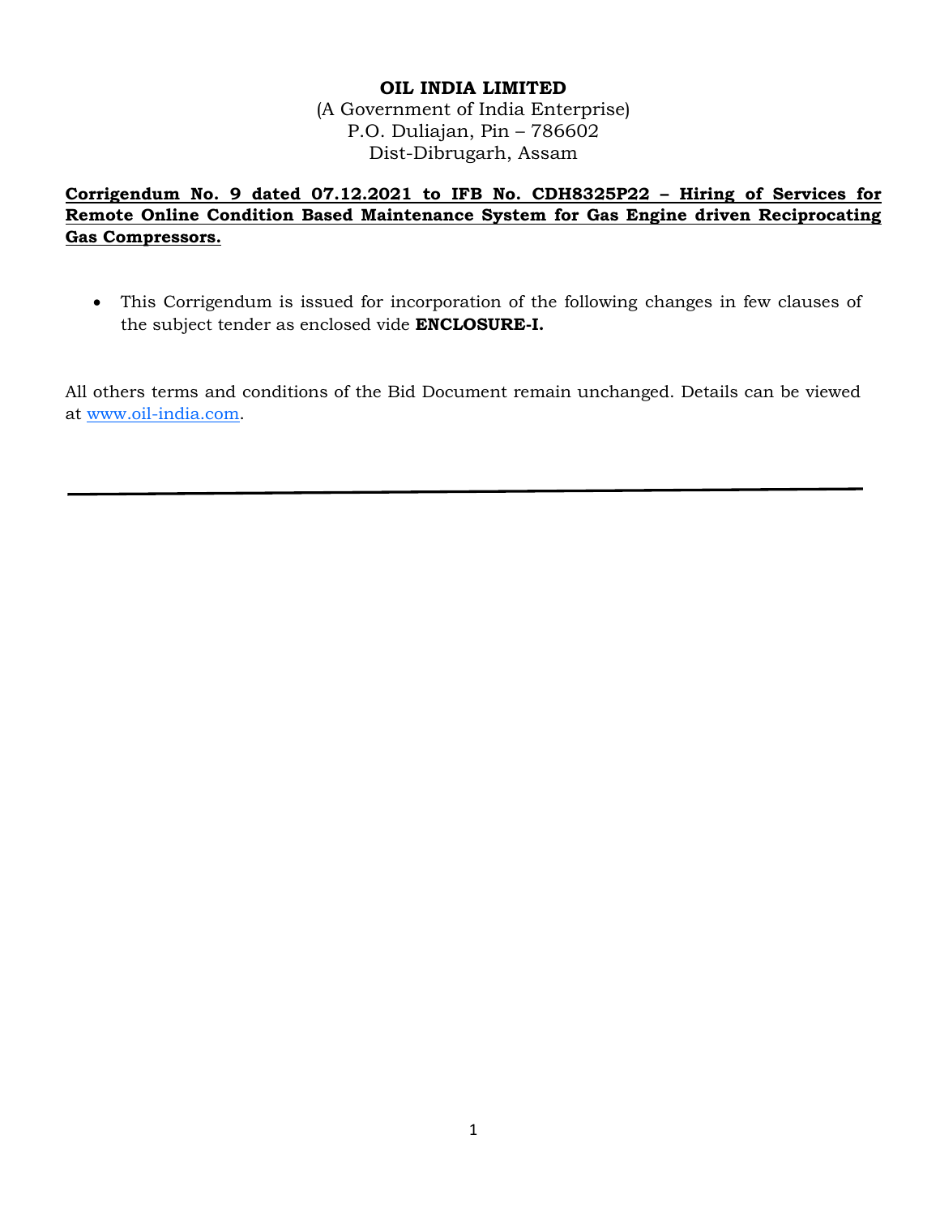**OIL INDIA LIMITED**

(A Government of India Enterprise)
P.O. Duliajan, Pin – 786602
Dist-Dibrugarh, Assam

**Corrigendum No. 9 dated 07.12.2021 to IFB No. CDH8325P22 – Hiring of Services for Remote Online Condition Based Maintenance System for Gas Engine driven Reciprocating Gas Compressors.**

- This Corrigendum is issued for incorporation of the following changes in few clauses of the subject tender as enclosed vide **ENCLOSURE-I.**

All others terms and conditions of the Bid Document remain unchanged. Details can be viewed at www.oil-india.com.

---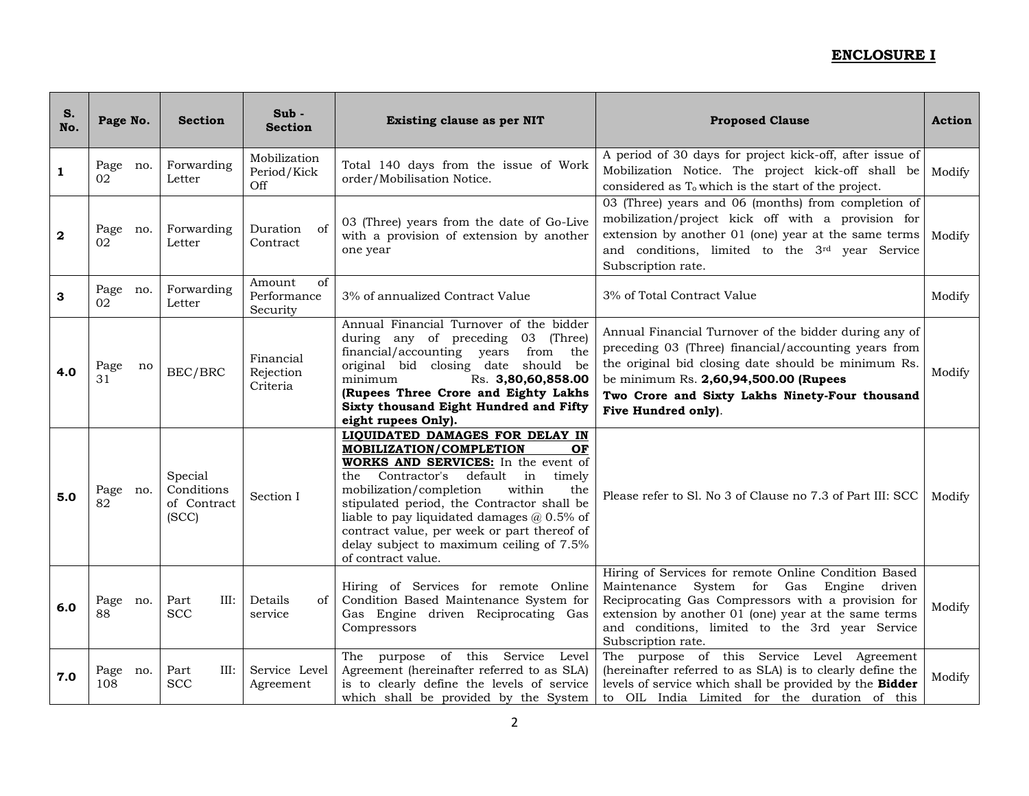**ENCLOSURE I**

| S. No. | Page No. | Section | Sub - Section | Existing clause as per NIT | Proposed Clause | Action |
|---|---|---|---|---|---|---|
| **1** | Page no. 02 | Forwarding Letter | Mobilization Period/Kick Off | Total 140 days from the issue of Work order/Mobilisation Notice. | A period of 30 days for project kick-off, after issue of Mobilization Notice. The project kick-off shall be considered as $T_o$ which is the start of the project. | Modify |
| **2** | Page no. 02 | Forwarding Letter | Duration of Contract | 03 (Three) years from the date of Go-Live with a provision of extension by another one year | 03 (Three) years and 06 (months) from completion of mobilization/project kick off with a provision for extension by another 01 (one) year at the same terms and conditions, limited to the 3rd year Service Subscription rate. | Modify |
| **3** | Page no. 02 | Forwarding Letter | Amount of Performance Security | 3% of annualized Contract Value | 3% of Total Contract Value | Modify |
| **4.0** | Page no 31 | BEC/BRC | Financial Rejection Criteria | Annual Financial Turnover of the bidder during any of preceding 03 (Three) financial/accounting years from the original bid closing date should be minimum Rs. **3,80,60,858.00 (Rupees Three Crore and Eighty Lakhs Sixty thousand Eight Hundred and Fifty eight rupees Only).** | Annual Financial Turnover of the bidder during any of preceding 03 (Three) financial/accounting years from the original bid closing date should be minimum Rs. be minimum Rs. **2,60,94,500.00 (Rupees Two Crore and Sixty Lakhs Ninety-Four thousand Five Hundred only)**. | Modify |
| **5.0** | Page no. 82 | Special Conditions of Contract (SCC) | Section I | **LIQUIDATED DAMAGES FOR DELAY IN MOBILIZATION/COMPLETION OF WORKS AND SERVICES:** In the event of the Contractor's default in timely mobilization/completion within the stipulated period, the Contractor shall be liable to pay liquidated damages @ 0.5% of contract value, per week or part thereof of delay subject to maximum ceiling of 7.5% of contract value. | Please refer to Sl. No 3 of Clause no 7.3 of Part III: SCC | Modify |
| **6.0** | Page no. 88 | Part III: SCC | Details of service | Hiring of Services for remote Online Condition Based Maintenance System for Gas Engine driven Reciprocating Gas Compressors | Hiring of Services for remote Online Condition Based Maintenance System for Gas Engine driven Reciprocating Gas Compressors with a provision for extension by another 01 (one) year at the same terms and conditions, limited to the 3rd year Service Subscription rate. | Modify |
| **7.0** | Page no. 108 | Part III: SCC | Service Level Agreement | The purpose of this Service Level Agreement (hereinafter referred to as SLA) is to clearly define the levels of service which shall be provided by the System | The purpose of this Service Level Agreement (hereinafter referred to as SLA) is to clearly define the levels of service which shall be provided by the **Bidder** to OIL India Limited for the duration of this | Modify |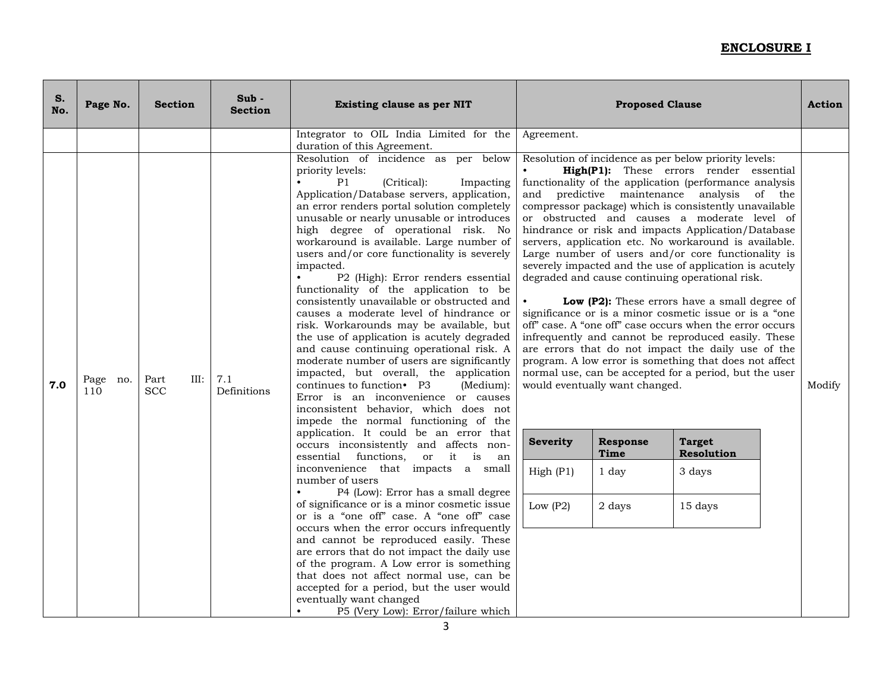## ENCLOSURE I

| S. No. | Page No. | Section | Sub - Section | Existing clause as per NIT | Proposed Clause | Action |
|---|---|---|---|---|---|---|
| | | | | Integrator to OIL India Limited for the duration of this Agreement. | Agreement. | |
| **7.0** | Page no. 110 | Part III: SCC | 7.1 Definitions | Resolution of incidence as per below priority levels:<br>• P1 (Critical): Impacting Application/Database servers, application, an error renders portal solution completely unusable or nearly unusable or introduces high degree of operational risk. No workaround is available. Large number of users and/or core functionality is severely impacted.<br>• P2 (High): Error renders essential functionality of the application to be consistently unavailable or obstructed and causes a moderate level of hindrance or risk. Workarounds may be available, but the use of application is acutely degraded and cause continuing operational risk. A moderate number of users are significantly impacted, but overall, the application continues to function• P3 (Medium): Error is an inconvenience or causes inconsistent behavior, which does not impede the normal functioning of the application. It could be an error that occurs inconsistently and affects non-essential functions, or it is an inconvenience that impacts a small number of users<br>• P4 (Low): Error has a small degree of significance or is a minor cosmetic issue or is a "one off" case. A "one off" case occurs when the error occurs infrequently and cannot be reproduced easily. These are errors that do not impact the daily use of the program. A Low error is something that does not affect normal use, can be accepted for a period, but the user would eventually want changed<br>• P5 (Very Low): Error/failure which | Resolution of incidence as per below priority levels:<br>• **High(P1):** These errors render essential functionality of the application (performance analysis and predictive maintenance analysis of the compressor package) which is consistently unavailable or obstructed and causes a moderate level of hindrance or risk and impacts Application/Database servers, application etc. No workaround is available. Large number of users and/or core functionality is severely impacted and the use of application is acutely degraded and cause continuing operational risk.<br>• **Low (P2):** These errors have a small degree of significance or is a minor cosmetic issue or is a "one off" case. A "one off" case occurs when the error occurs infrequently and cannot be reproduced easily. These are errors that do not impact the daily use of the program. A low error is something that does not affect normal use, can be accepted for a period, but the user would eventually want changed.<br><br>**Severity** / **Response Time** / **Target Resolution**<br>High (P1) / 1 day / 3 days<br>Low (P2) / 2 days / 15 days | Modify |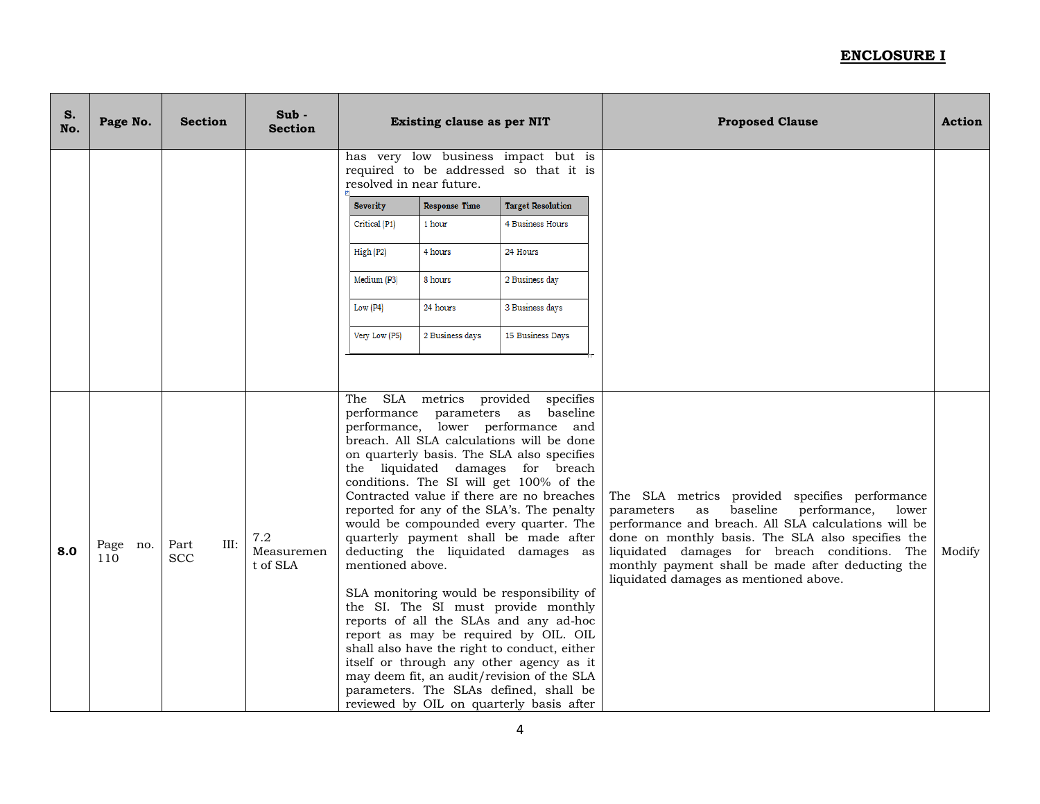## ENCLOSURE I

| S. No. | Page No. | Section | Sub - Section | Existing clause as per NIT | Proposed Clause | Action |
|---|---|---|---|---|---|---|
| | | | | has very low business impact but is required to be addressed so that it is resolved in near future.<br><br>Severity \| Response Time \| Target Resolution<br>Critical (P1) \| 1 hour \| 4 Business Hours<br>High (P2) \| 4 hours \| 24 Hours<br>Medium (P3) \| 8 hours \| 2 Business day<br>Low (P4) \| 24 hours \| 3 Business days<br>Very Low (P5) \| 2 Business days \| 15 Business Days | | |
| **8.0** | Page no. 110 | Part III: SCC | 7.2 Measurement of SLA | The SLA metrics provided specifies performance parameters as baseline performance, lower performance and breach. All SLA calculations will be done on quarterly basis. The SLA also specifies the liquidated damages for breach conditions. The SI will get 100% of the Contracted value if there are no breaches reported for any of the SLA's. The penalty would be compounded every quarter. The quarterly payment shall be made after deducting the liquidated damages as mentioned above.<br><br>SLA monitoring would be responsibility of the SI. The SI must provide monthly reports of all the SLAs and any ad-hoc report as may be required by OIL. OIL shall also have the right to conduct, either itself or through any other agency as it may deem fit, an audit/revision of the SLA parameters. The SLAs defined, shall be reviewed by OIL on quarterly basis after | The SLA metrics provided specifies performance parameters as baseline performance, lower performance and breach. All SLA calculations will be done on monthly basis. The SLA also specifies the liquidated damages for breach conditions. The monthly payment shall be made after deducting the liquidated damages as mentioned above. | Modify |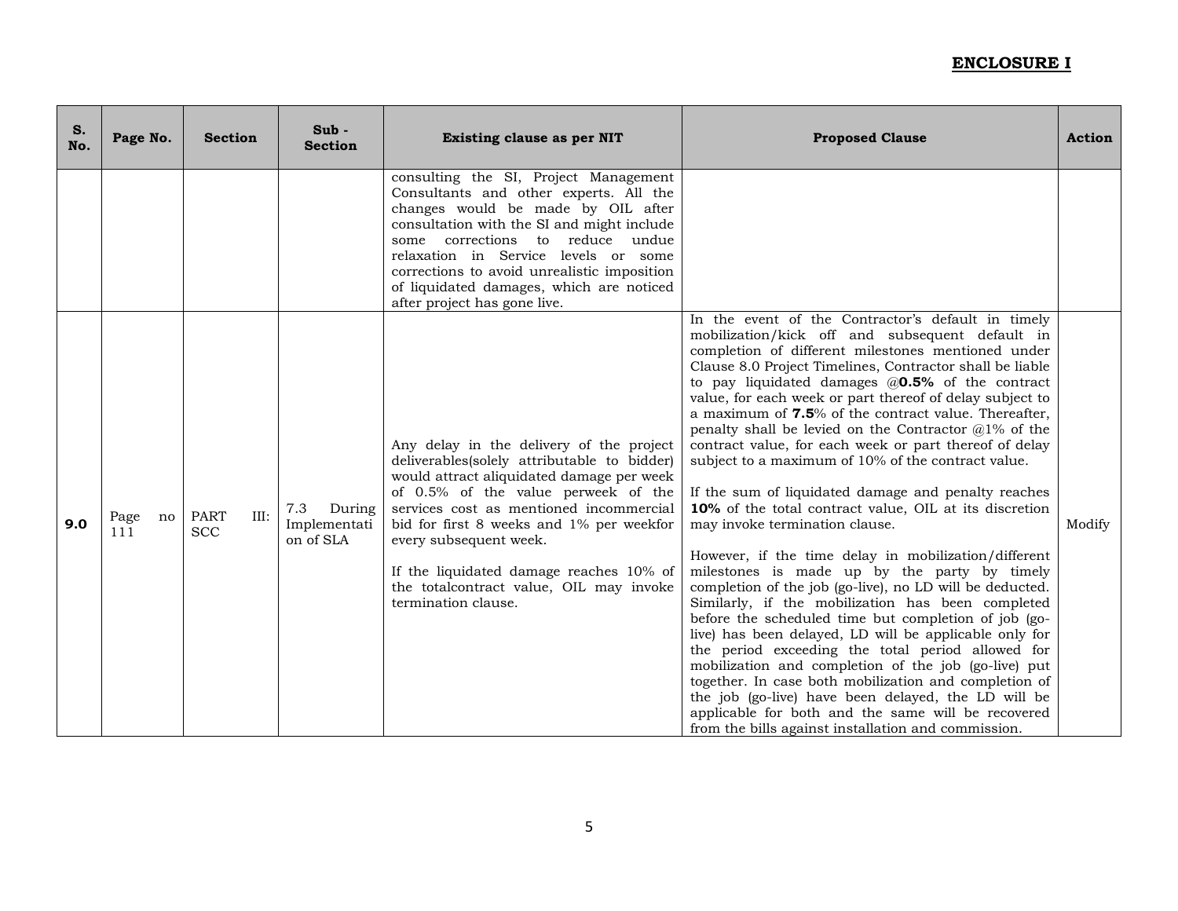## ENCLOSURE I

| S. No. | Page No. | Section | Sub - Section | Existing clause as per NIT | Proposed Clause | Action |
|---|---|---|---|---|---|---|
| | | | | consulting the SI, Project Management Consultants and other experts. All the changes would be made by OIL after consultation with the SI and might include some corrections to reduce undue relaxation in Service levels or some corrections to avoid unrealistic imposition of liquidated damages, which are noticed after project has gone live. | | |
| **9.0** | Page no 111 | PART III: SCC | 7.3 During Implementation of SLA | Any delay in the delivery of the project deliverables(solely attributable to bidder) would attract aliquidated damage per week of 0.5% of the value perweek of the services cost as mentioned incommercial bid for first 8 weeks and 1% per weekfor every subsequent week.<br><br>If the liquidated damage reaches 10% of the totalcontract value, OIL may invoke termination clause. | In the event of the Contractor's default in timely mobilization/kick off and subsequent default in completion of different milestones mentioned under Clause 8.0 Project Timelines, Contractor shall be liable to pay liquidated damages @**0.5%** of the contract value, for each week or part thereof of delay subject to a maximum of **7.5**% of the contract value. Thereafter, penalty shall be levied on the Contractor @1% of the contract value, for each week or part thereof of delay subject to a maximum of 10% of the contract value.<br><br>If the sum of liquidated damage and penalty reaches **10%** of the total contract value, OIL at its discretion may invoke termination clause.<br><br>However, if the time delay in mobilization/different milestones is made up by the party by timely completion of the job (go-live), no LD will be deducted. Similarly, if the mobilization has been completed before the scheduled time but completion of job (go-live) has been delayed, LD will be applicable only for the period exceeding the total period allowed for mobilization and completion of the job (go-live) put together. In case both mobilization and completion of the job (go-live) have been delayed, the LD will be applicable for both and the same will be recovered from the bills against installation and commission. | Modify |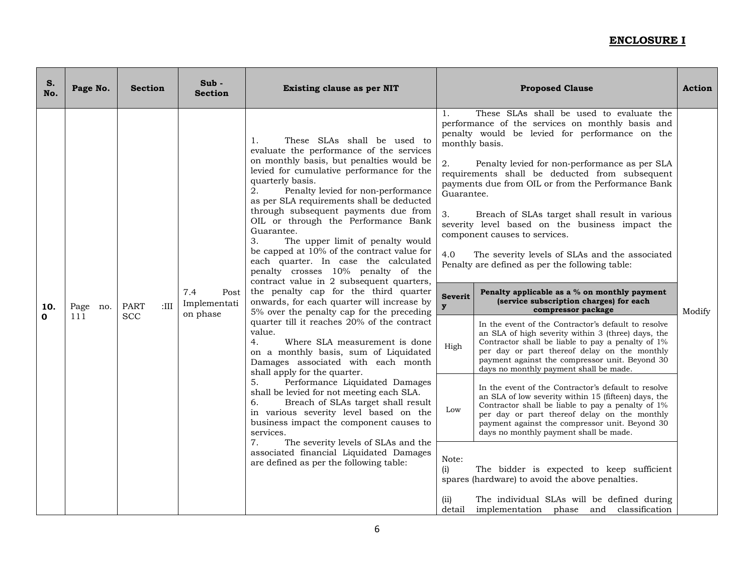## ENCLOSURE I

| S. No. | Page No. | Section | Sub - Section | Existing clause as per NIT | Proposed Clause | Action |
|---|---|---|---|---|---|---|
| **10.0** | Page no. 111 | PART :III SCC | 7.4 Post Implementation phase | 1. These SLAs shall be used to evaluate the performance of the services on monthly basis, but penalties would be levied for cumulative performance for the quarterly basis.<br>2. Penalty levied for non-performance as per SLA requirements shall be deducted through subsequent payments due from OIL or through the Performance Bank Guarantee.<br>3. The upper limit of penalty would be capped at 10% of the contract value for each quarter. In case the calculated penalty crosses 10% penalty of the contract value in 2 subsequent quarters, the penalty cap for the third quarter onwards, for each quarter will increase by 5% over the penalty cap for the preceding quarter till it reaches 20% of the contract value.<br>4. Where SLA measurement is done on a monthly basis, sum of Liquidated Damages associated with each month shall apply for the quarter.<br>5. Performance Liquidated Damages shall be levied for not meeting each SLA.<br>6. Breach of SLAs target shall result in various severity level based on the business impact the component causes to services.<br>7. The severity levels of SLAs and the associated financial Liquidated Damages are defined as per the following table: | 1. These SLAs shall be used to evaluate the performance of the services on monthly basis and penalty would be levied for performance on the monthly basis.<br><br>2. Penalty levied for non-performance as per SLA requirements shall be deducted from subsequent payments due from OIL or from the Performance Bank Guarantee.<br><br>3. Breach of SLAs target shall result in various severity level based on the business impact the component causes to services.<br><br>4.0 The severity levels of SLAs and the associated Penalty are defined as per the following table:<br><br>**Severity** — **Penalty applicable as a % on monthly payment (service subscription charges) for each compressor package**<br><br>**High** — In the event of the Contractor's default to resolve an SLA of high severity within 3 (three) days, the Contractor shall be liable to pay a penalty of 1% per day or part thereof delay on the monthly payment against the compressor unit. Beyond 30 days no monthly payment shall be made.<br><br>**Low** — In the event of the Contractor's default to resolve an SLA of low severity within 15 (fifteen) days, the Contractor shall be liable to pay a penalty of 1% per day or part thereof delay on the monthly payment against the compressor unit. Beyond 30 days no monthly payment shall be made.<br><br>Note:<br>(i) The bidder is expected to keep sufficient spares (hardware) to avoid the above penalties.<br><br>(ii) The individual SLAs will be defined during detail implementation phase and classification | Modify |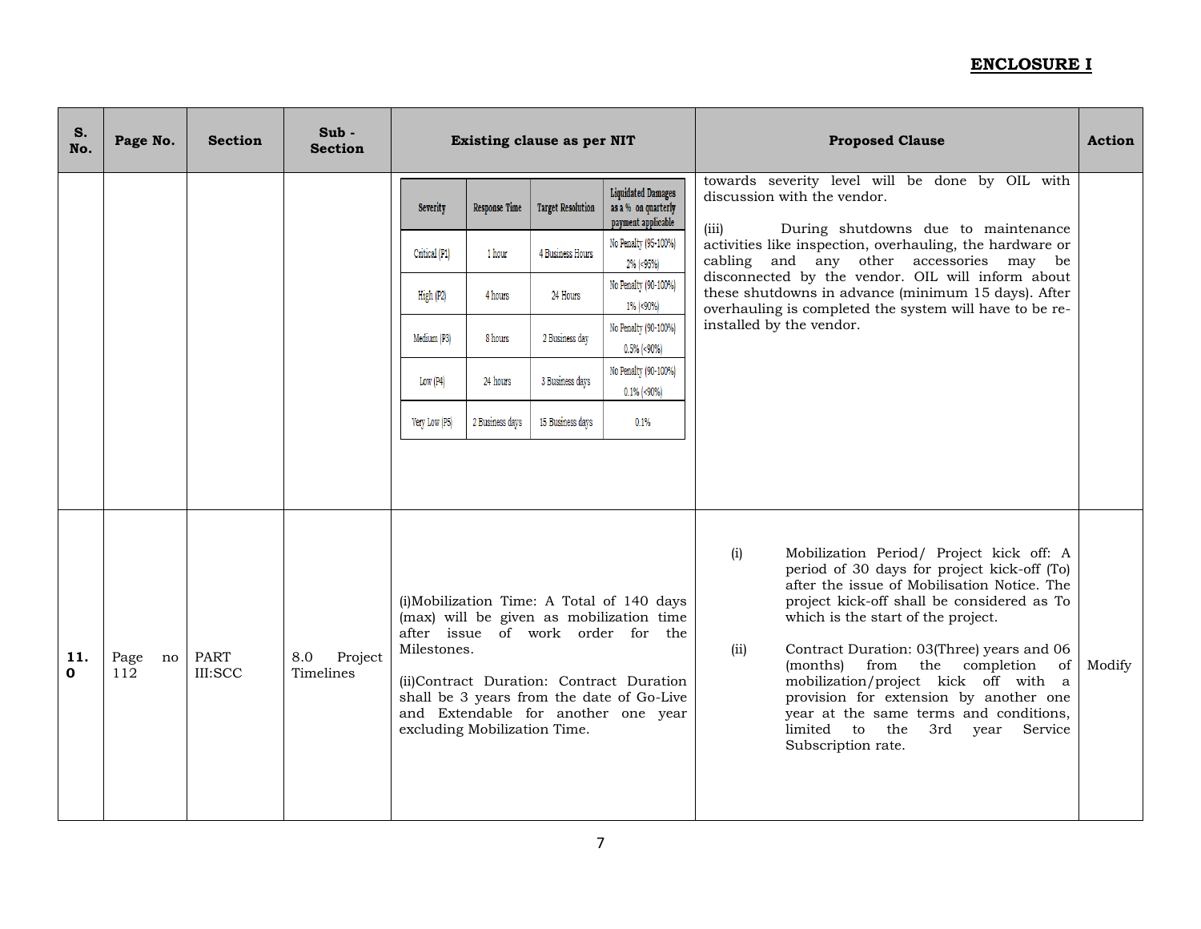**ENCLOSURE I**

| S. No. | Page No. | Section | Sub - Section | Existing clause as per NIT | Proposed Clause | Action |
|---|---|---|---|---|---|---|
| | | | | <table><tr><th>Severity</th><th>Response Time</th><th>Target Resolution</th><th>Liquidated Damages as a % on quarterly payment applicable</th></tr><tr><td>Critical (P1)</td><td>1 hour</td><td>4 Business Hours</td><td>No Penalty (95-100%) 2% (<95%)</td></tr><tr><td>High (P2)</td><td>4 hours</td><td>24 Hours</td><td>No Penalty (90-100%) 1% (<90%)</td></tr><tr><td>Medium (P3)</td><td>8 hours</td><td>2 Business day</td><td>No Penalty (90-100%) 0.5% (<90%)</td></tr><tr><td>Low (P4)</td><td>24 hours</td><td>3 Business days</td><td>No Penalty (90-100%) 0.1% (<90%)</td></tr><tr><td>Very Low (P5)</td><td>2 Business days</td><td>15 Business days</td><td>0.1%</td></tr></table> | towards severity level will be done by OIL with discussion with the vendor.<br><br>(iii) During shutdowns due to maintenance activities like inspection, overhauling, the hardware or cabling and any other accessories may be disconnected by the vendor. OIL will inform about these shutdowns in advance (minimum 15 days). After overhauling is completed the system will have to be re-installed by the vendor. | |
| **11.0** | Page no 112 | PART III:SCC | 8.0 Project Timelines | (i)Mobilization Time: A Total of 140 days (max) will be given as mobilization time after issue of work order for the Milestones.<br><br>(ii)Contract Duration: Contract Duration shall be 3 years from the date of Go-Live and Extendable for another one year excluding Mobilization Time. | (i) Mobilization Period/ Project kick off: A period of 30 days for project kick-off (To) after the issue of Mobilisation Notice. The project kick-off shall be considered as To which is the start of the project.<br><br>(ii) Contract Duration: 03(Three) years and 06 (months) from the completion of mobilization/project kick off with a provision for extension by another one year at the same terms and conditions, limited to the 3rd year Service Subscription rate. | Modify |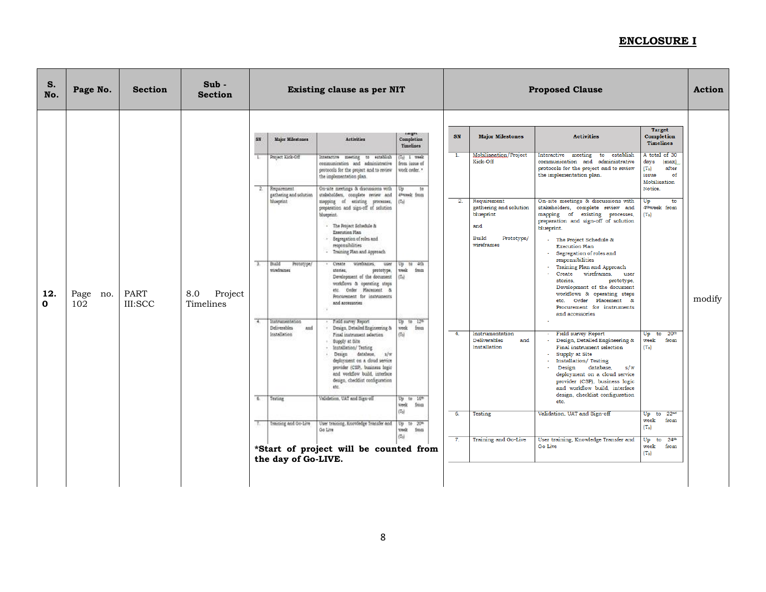**ENCLOSURE I**

| S. No. | Page No. | Section | Sub - Section | Existing clause as per NIT | Proposed Clause | Action |
|---|---|---|---|---|---|---|
| 12.0 | Page no. 102 | PART III:SCC | 8.0 Project Timelines | (see existing clause table below) | (see proposed clause table below) | modify |

**Existing clause as per NIT:**

| SN | Major Milestones | Activities | Target Completion Timelines |
|---|---|---|---|
| 1. | Project Kick-Off | Interactive meeting to establish communication and administrative protocols for the project and to review the implementation plan. | ($T_0$) 1 week from issue of work order. * |
| 2. | Requirement gathering and solution blueprint | On-site meetings & discussions with stakeholders, complete review and mapping of existing processes, preparation and sign-off of solution blueprint. - The Project Schedule & Execution Plan - Segregation of roles and responsibilities - Training Plan and Approach | Up to 4th week from ($T_0$) |
| 3. | Build Prototype/ wireframes | - Create wireframes, user stories, prototype, Development of the document workflows & operating steps etc. Order Placement & Procurement for instruments and accessories - | Up to 4th week from ($T_0$) |
| 4. | Instrumentation Deliverables and Installation | - Field survey Report - Design, Detailed Engineering & Final instrument selection - Supply at Site - Installation/ Testing - Design database, s/w deployment on a cloud service provider (CSP), business logic and workflow build, interface design, checklist configuration etc. | Up to 12th week from ($T_0$) |
| 6. | Testing | Validation, UAT and Sign-off | Up to 16th week from ($T_0$) |
| 7. | Training and Go-Live | User training, Knowledge Transfer and Go Live | Up to 20th week from ($T_0$) |

***Start of project will be counted from the day of Go-LIVE.**

**Proposed Clause:**

| SN | Major Milestones | Activities | Target Completion Timelines |
|---|---|---|---|
| 1. | Mobilisation/Project Kick-Off | Interactive meeting to establish communication and administrative protocols for the project and to review the implementation plan. | A total of 30 days (max) ($T_0$) after issue of Mobilisation Notice. |
| 2. | Requirement gathering and solution blueprint and Build Prototype/ wireframes | On-site meetings & discussions with stakeholders, complete review and mapping of existing processes, preparation and sign-off of solution blueprint. - The Project Schedule & Execution Plan - Segregation of roles and responsibilities - Training Plan and Approach - Create wireframes, user stories, prototype, Development of the document workflows & operating steps etc. Order Placement & Procurement for instruments and accessories - | Up to 4th week from ($T_0$) |
| 4. | Instrumentation Deliverables and Installation | - Field survey Report - Design, Detailed Engineering & Final instrument selection - Supply at Site - Installation/ Testing - Design database, s/w deployment on a cloud service provider (CSP), business logic and workflow build, interface design, checklist configuration etc. | Up to 20th week from ($T_0$) |
| 6. | Testing | Validation, UAT and Sign-off | Up to 22nd week from ($T_0$) |
| 7. | Training and Go-Live | User training, Knowledge Transfer and Go Live | Up to 24th week from ($T_0$) |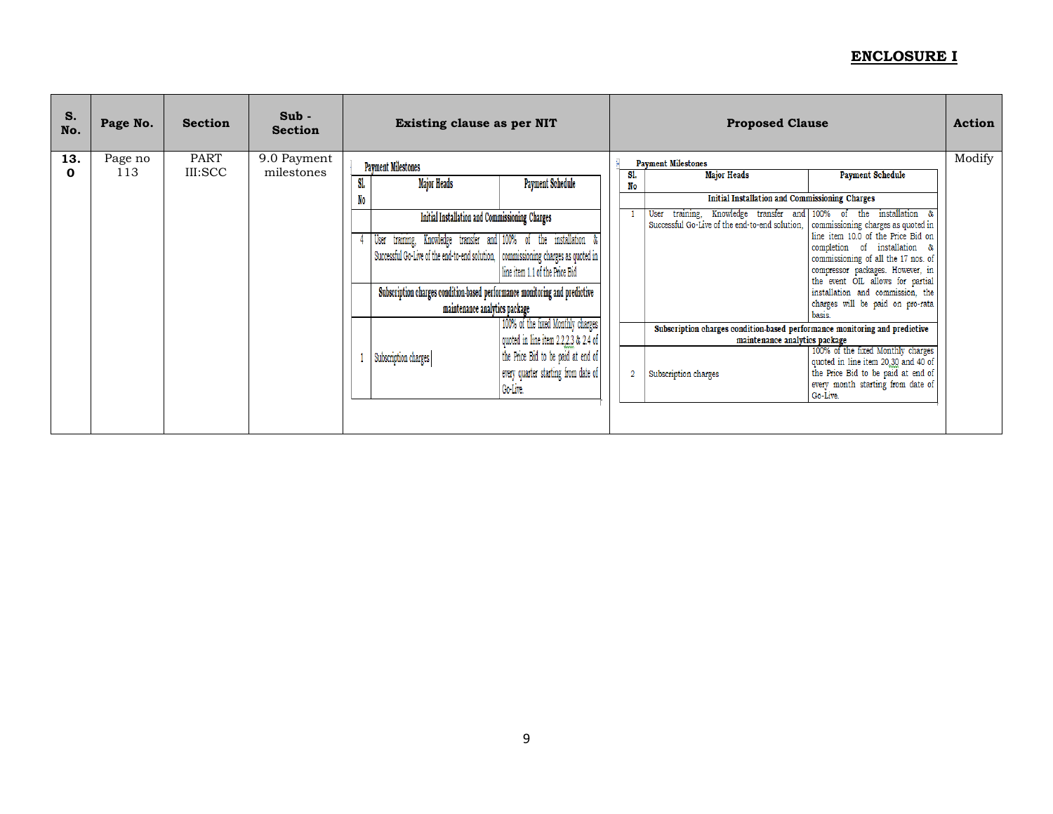## ENCLOSURE I

| S. No. | Page No. | Section | Sub - Section | Existing clause as per NIT | Proposed Clause | Action |
|---|---|---|---|---|---|---|
| 13.0 | Page no 113 | PART III:SCC | 9.0 Payment milestones | **Payment Milestones**<br><br>Sl. No \| Major Heads \| Payment Schedule<br><br>**Initial Installation and Commissioning Charges**<br><br>4 \| User training, Knowledge transfer and Successful Go-Live of the end-to-end solution, \| 100% of the installation & commissioning charges as quoted in line item 1.1 of the Price Bid<br><br>**Subscription charges condition-based performance monitoring and predictive maintenance analytics package**<br><br>1 \| Subscription charges \| 100% of the fixed Monthly charges quoted in line item 2.2,2.3 & 2.4 of the Price Bid to be paid at end of every quarter starting from date of Go-Live. | **Payment Milestones**<br><br>Sl. No \| Major Heads \| Payment Schedule<br><br>**Initial Installation and Commissioning Charges**<br><br>1 \| User training, Knowledge transfer and Successful Go-Live of the end-to-end solution, \| 100% of the installation & commissioning charges as quoted in line item 10.0 of the Price Bid on completion of installation & commissioning of all the 17 nos. of compressor packages. However, in the event OIL allows for partial installation and commission, the charges will be paid on pro-rata basis.<br><br>**Subscription charges condition-based performance monitoring and predictive maintenance analytics package**<br><br>2 \| Subscription charges \| 100% of the fixed Monthly charges quoted in line item 20,30 and 40 of the Price Bid to be paid at end of every month starting from date of Go-Live. | Modify |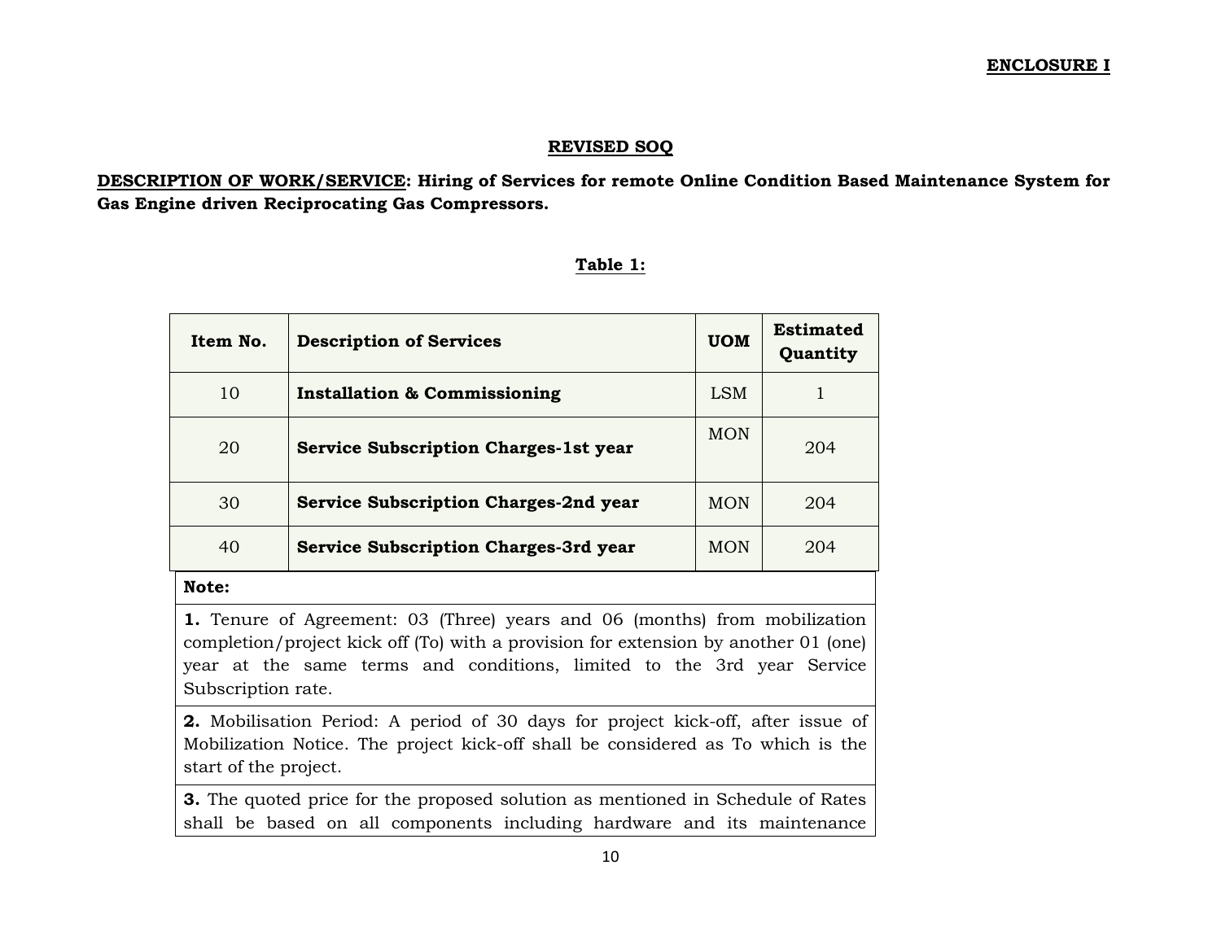**ENCLOSURE I**

## REVISED SOQ

**DESCRIPTION OF WORK/SERVICE: Hiring of Services for remote Online Condition Based Maintenance System for Gas Engine driven Reciprocating Gas Compressors.**

**Table 1:**

| Item No. | Description of Services | UOM | Estimated Quantity |
|---|---|---|---|
| 10 | **Installation & Commissioning** | LSM | 1 |
| 20 | **Service Subscription Charges-1st year** | MON | 204 |
| 30 | **Service Subscription Charges-2nd year** | MON | 204 |
| 40 | **Service Subscription Charges-3rd year** | MON | 204 |

| **Note:** |
|---|
| **1.** Tenure of Agreement: 03 (Three) years and 06 (months) from mobilization completion/project kick off (To) with a provision for extension by another 01 (one) year at the same terms and conditions, limited to the 3rd year Service Subscription rate. |
| **2.** Mobilisation Period: A period of 30 days for project kick-off, after issue of Mobilization Notice. The project kick-off shall be considered as To which is the start of the project. |
| **3.** The quoted price for the proposed solution as mentioned in Schedule of Rates shall be based on all components including hardware and its maintenance |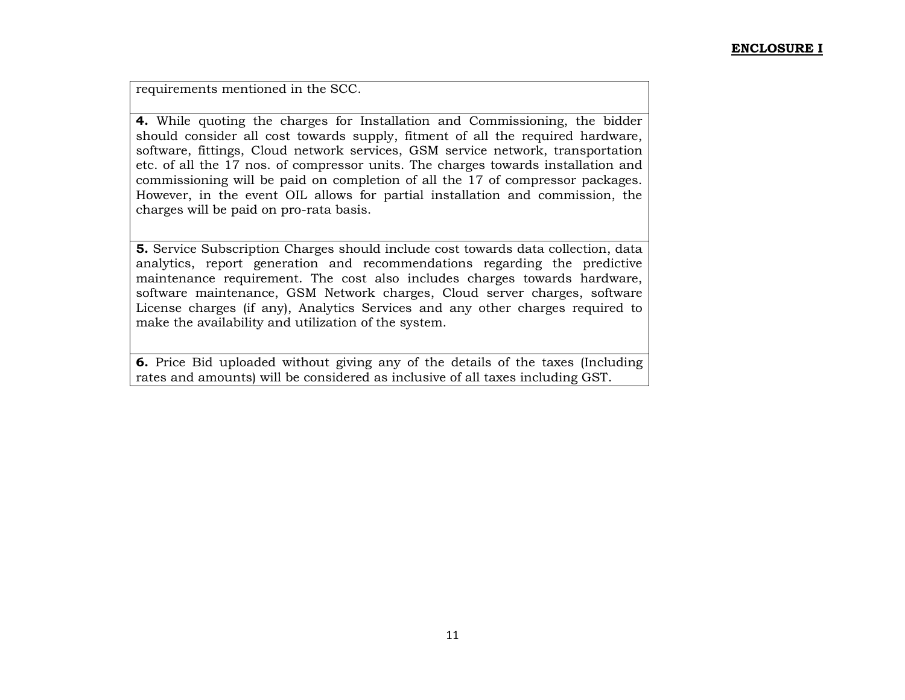**ENCLOSURE I**

| |
|---|
| requirements mentioned in the SCC. |
| **4.** While quoting the charges for Installation and Commissioning, the bidder should consider all cost towards supply, fitment of all the required hardware, software, fittings, Cloud network services, GSM service network, transportation etc. of all the 17 nos. of compressor units. The charges towards installation and commissioning will be paid on completion of all the 17 of compressor packages. However, in the event OIL allows for partial installation and commission, the charges will be paid on pro-rata basis. |
| **5.** Service Subscription Charges should include cost towards data collection, data analytics, report generation and recommendations regarding the predictive maintenance requirement. The cost also includes charges towards hardware, software maintenance, GSM Network charges, Cloud server charges, software License charges (if any), Analytics Services and any other charges required to make the availability and utilization of the system. |
| **6.** Price Bid uploaded without giving any of the details of the taxes (Including rates and amounts) will be considered as inclusive of all taxes including GST. |